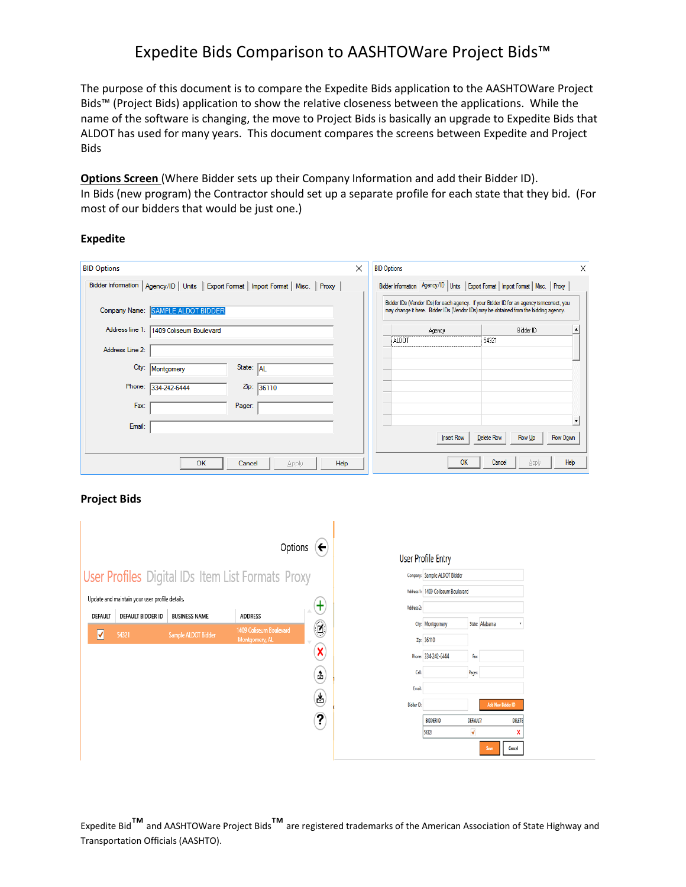# Expedite Bids Comparison to AASHTOWare Project Bids™

The purpose of this document is to compare the Expedite Bids application to the AASHTOWare Project Bids™ (Project Bids) application to show the relative closeness between the applications. While the name of the software is changing, the move to Project Bids is basically an upgrade to Expedite Bids that ALDOT has used for many years. This document compares the screens between Expedite and Project Bids

**Options Screen** (Where Bidder sets up their Company Information and add their Bidder ID).
In Bids (new program) the Contractor should set up a separate profile for each state that they bid. (For most of our bidders that would be just one.)

**Expedite**

**Project Bids**

Expedite Bid™ and AASHTOWare Project Bids™ are registered trademarks of the American Association of State Highway and Transportation Officials (AASHTO).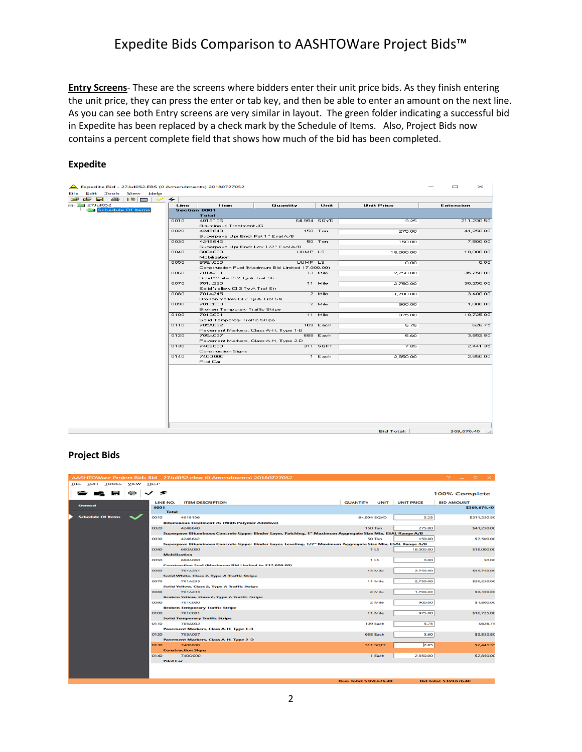# Expedite Bids Comparison to AASHTOWare Project Bids™

**Entry Screens**- These are the screens where bidders enter their unit price bids. As they finish entering the unit price, they can press the enter or tab key, and then be able to enter an amount on the next line. As you can see both Entry screens are very similar in layout. The green folder indicating a successful bid in Expedite has been replaced by a check mark by the Schedule of Items. Also, Project Bids now contains a percent complete field that shows how much of the bid has been completed.

**Expedite**

Expedite Bid - 27Jul052.EBS (0 Amendments) 20180727052

File Edit Tools View Help

27Jul052 — Schedule Of Items

| Line | Item | Quantity | Unit | Unit Price | Extension |
|---|---|---|---|---|---|
| Section 0001 | | | | | |
| Total | | | | | |
| 0010 | 401B106 Bituminous Treatment JG | 64,994 | SQYD | 3.25 | 211,230.50 |
| 0020 | 424B640 Superpave Upr Bndr Pat 1" Esal A/B | 150 | Ton | 275.00 | 41,250.00 |
| 0030 | 424B642 Superpave Upr Bndr Lev 1/2" Esal A/B | 50 | Ton | 150.00 | 7,500.00 |
| 0040 | 600A000 Mobilization | LUMP | LS | 18,000.00 | 18,000.00 |
| 0050 | 698A000 Construction Fuel (Maximum Bid Limited 17,000.00) | LUMP | LS | 0.00 | 0.00 |
| 0060 | 701A231 Solid White Cl 2 Ty A Traf Str | 13 | Mile | 2,750.00 | 35,750.00 |
| 0070 | 701A235 Solid Yellow Cl 2 Ty A Traf Str | 11 | Mile | 2,750.00 | 30,250.00 |
| 0080 | 701A245 Broken Yellow Cl 2 Ty A Traf Str | 2 | Mile | 1,700.00 | 3,400.00 |
| 0090 | 701C000 Broken Temporary Traffic Stripe | 2 | Mile | 900.00 | 1,800.00 |
| 0100 | 701C001 Solid Temporary Traffic Stripe | 11 | Mile | 975.00 | 10,725.00 |
| 0110 | 705A032 Pavement Markers, Class A-H, Type 1-B | 109 | Each | 5.75 | 626.75 |
| 0120 | 705A037 Pavement Markers, Class A-H, Type 2-D | 688 | Each | 5.60 | 3,852.80 |
| 0130 | 740B000 Construction Signs | 311 | SQFT | 7.85 | 2,441.35 |
| 0140 | 740D000 Pilot Car | 1 | Each | 2,850.00 | 2,850.00 |

Bid Total: 369,676.40

**Project Bids**

AASHTOWare Project Bids Bid - 27Jul052.ebsx (0 Amendments) 20180727052

FILE EDIT TOOLS VIEW HELP

100% Complete

General

Schedule Of Items ✓

| LINE NO. | ITEM DESCRIPTION | QUANTITY | UNIT | UNIT PRICE | BID AMOUNT |
|---|---|---|---|---|---|
| 0001 Total | | | | | $369,676.40 |
| 0010 | 401B106 Bituminous Treatment JG (With Polymer Additive) | 64,994 | SQYD | 3.25 | $211,230.50 |
| 0020 | 424B640 Superpave Bituminous Concrete Upper Binder Layer, Patching, 1" Maximum Aggregate Size Mix, ESAL Range A/B | 150 | Ton | 275.00 | $41,250.00 |
| 0030 | 424B642 Superpave Bituminous Concrete Upper Binder Layer, Leveling, 1/2" Maximum Aggregate Size Mix, ESAL Range A/B | 50 | Ton | 150.00 | $7,500.00 |
| 0040 | 600A000 Mobilization | 1 | LS | 18,000.00 | $18,000.00 |
| 0050 | 698A000 Construction Fuel (Maximum Bid Limited to $17,000.00) | 1 | LS | 0.00 | $0.00 |
| 0060 | 701A231 Solid White, Class 2, Type A Traffic Stripe | 13 | Mile | 2,750.00 | $35,750.00 |
| 0070 | 701A235 Solid Yellow, Class 2, Type A Traffic Stripe | 11 | Mile | 2,750.00 | $30,250.00 |
| 0080 | 701A245 Broken Yellow, Class 2, Type A Traffic Stripe | 2 | Mile | 1,700.00 | $3,400.00 |
| 0090 | 701C000 Broken Temporary Traffic Stripe | 2 | Mile | 900.00 | $1,800.00 |
| 0100 | 701C001 Solid Temporary Traffic Stripe | 11 | Mile | 975.00 | $10,725.00 |
| 0110 | 705A032 Pavement Markers, Class A-H, Type 1-B | 109 | Each | 5.75 | $626.75 |
| 0120 | 705A037 Pavement Markers, Class A-H, Type 2-D | 688 | Each | 5.60 | $3,852.80 |
| 0130 | 740B000 Construction Signs | 311 | SQFT | 7.85 | $2,441.35 |
| 0140 | 740D000 Pilot Car | 1 | Each | 2,850.00 | $2,850.00 |

Item Total: $369,676.40 Bid Total: $369,676.40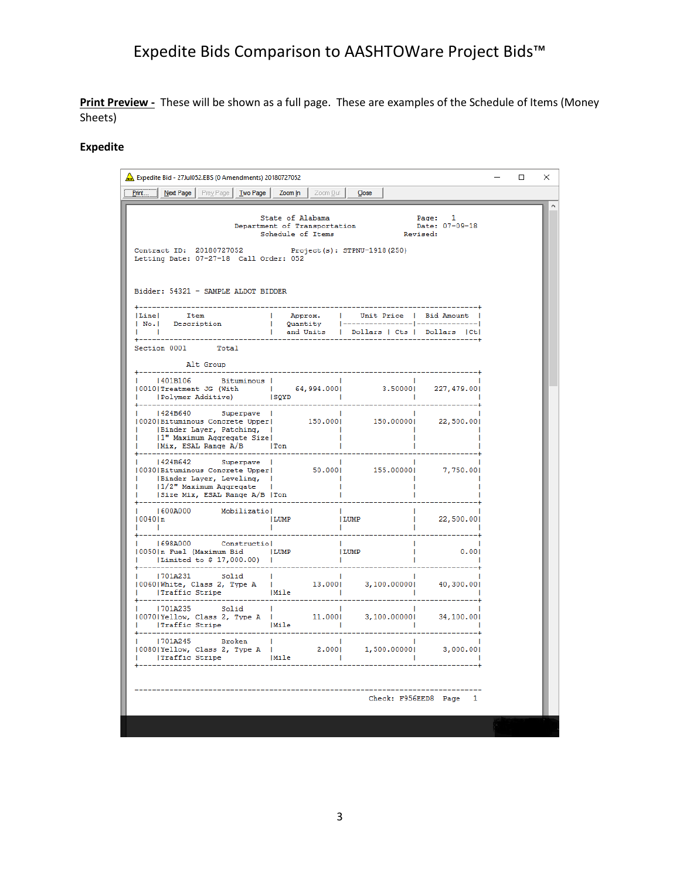# Expedite Bids Comparison to AASHTOWare Project Bids™

**Print Preview -** These will be shown as a full page. These are examples of the Schedule of Items (Money Sheets)

**Expedite**

Expedite Bid - 27Jul052.EBS (0 Amendments) 20180727052

Print... | Next Page | Prev Page | Two Page | Zoom In | Zoom Out | Close

State of Alabama
Department of Transportation
Schedule of Items

Page: 1
Date: 07-09-18
Revised:

Contract ID: 20180727052 Project(s): STPNU-1918(250)
Letting Date: 07-27-18 Call Order: 052

Bidder: 54321 - SAMPLE ALDOT BIDDER

| Line No. | Item Description | Approx. Quantity and Units | Unit Price Dollars \| Cts | Bid Amount Dollars \| Ct |
|---|---|---|---|---|
| Section 0001 | Total | | | |
| | Alt Group | | | |
| 0010 | 401B106 Bituminous Treatment JG (With Polymer Additive) | 64,994.000 SQYD | 3.50000 | 227,479.00 |
| 0020 | 424B640 Superpave Bituminous Concrete Upper Binder Layer, Patching, 1" Maximum Aggregate Size Mix, ESAL Range A/B | 150.000 Ton | 150.00000 | 22,500.00 |
| 0030 | 424B642 Superpave Bituminous Concrete Upper Binder Layer, Leveling, 1/2" Maximum Aggregate Size Mix, ESAL Range A/B | 50.000 Ton | 155.00000 | 7,750.00 |
| 0040 | 600A000 Mobilization | LUMP | LUMP | 22,500.00 |
| 0050 | 698A000 Construction Fuel (Maximum Bid Limited to $ 17,000.00) | LUMP | LUMP | 0.00 |
| 0060 | 701A231 Solid White, Class 2, Type A Traffic Stripe | 13.000 Mile | 3,100.00000 | 40,300.00 |
| 0070 | 701A235 Solid Yellow, Class 2, Type A Traffic Stripe | 11.000 Mile | 3,100.00000 | 34,100.00 |
| 0080 | 701A245 Broken Yellow, Class 2, Type A Traffic Stripe | 2.000 Mile | 1,500.00000 | 3,000.00 |

Check: F956EED8 Page 1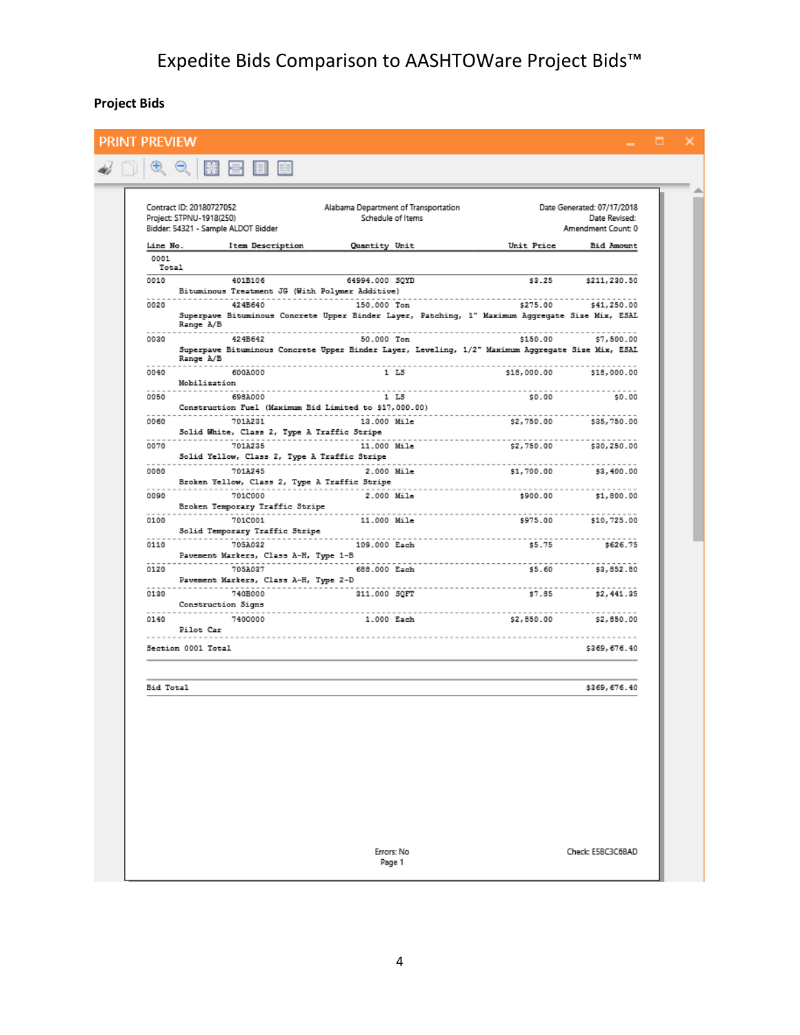# Expedite Bids Comparison to AASHTOWare Project Bids™

**Project Bids**

PRINT PREVIEW

Contract ID: 20180727052
Project: STPNU-1918(250)
Bidder: 54321 - Sample ALDOT Bidder

Alabama Department of Transportation
Schedule of Items

Date Generated: 07/17/2018
Date Revised:
Amendment Count: 0

| Line No. | Item Description | Quantity | Unit | Unit Price | Bid Amount |
|---|---|---|---|---|---|
| 0001 Total | | | | | |
| 0010 | 401B106<br>Bituminous Treatment JG (With Polymer Additive) | 64994.000 | SQYD | $3.25 | $211,230.50 |
| 0020 | 424B640<br>Superpave Bituminous Concrete Upper Binder Layer, Patching, 1" Maximum Aggregate Size Mix, ESAL Range A/B | 150.000 | Ton | $275.00 | $41,250.00 |
| 0030 | 424B642<br>Superpave Bituminous Concrete Upper Binder Layer, Leveling, 1/2" Maximum Aggregate Size Mix, ESAL Range A/B | 50.000 | Ton | $150.00 | $7,500.00 |
| 0040 | 600A000<br>Mobilization | 1 | LS | $18,000.00 | $18,000.00 |
| 0050 | 698A000<br>Construction Fuel (Maximum Bid Limited to $17,000.00) | 1 | LS | $0.00 | $0.00 |
| 0060 | 701A231<br>Solid White, Class 2, Type A Traffic Stripe | 13.000 | Mile | $2,750.00 | $35,750.00 |
| 0070 | 701A235<br>Solid Yellow, Class 2, Type A Traffic Stripe | 11.000 | Mile | $2,750.00 | $30,250.00 |
| 0080 | 701A245<br>Broken Yellow, Class 2, Type A Traffic Stripe | 2.000 | Mile | $1,700.00 | $3,400.00 |
| 0090 | 701C000<br>Broken Temporary Traffic Stripe | 2.000 | Mile | $900.00 | $1,800.00 |
| 0100 | 701C001<br>Solid Temporary Traffic Stripe | 11.000 | Mile | $975.00 | $10,725.00 |
| 0110 | 705A032<br>Pavement Markers, Class A-H, Type 1-B | 109.000 | Each | $5.75 | $626.75 |
| 0120 | 705A037<br>Pavement Markers, Class A-H, Type 2-D | 688.000 | Each | $5.60 | $3,852.80 |
| 0130 | 740B000<br>Construction Signs | 311.000 | SQFT | $7.85 | $2,441.35 |
| 0140 | 7400000<br>Pilot Car | 1.000 | Each | $2,850.00 | $2,850.00 |
| Section 0001 Total | | | | | $369,676.40 |
| Bid Total | | | | | $369,676.40 |

Errors: No
Page 1

Check: E5BC3C6BAD